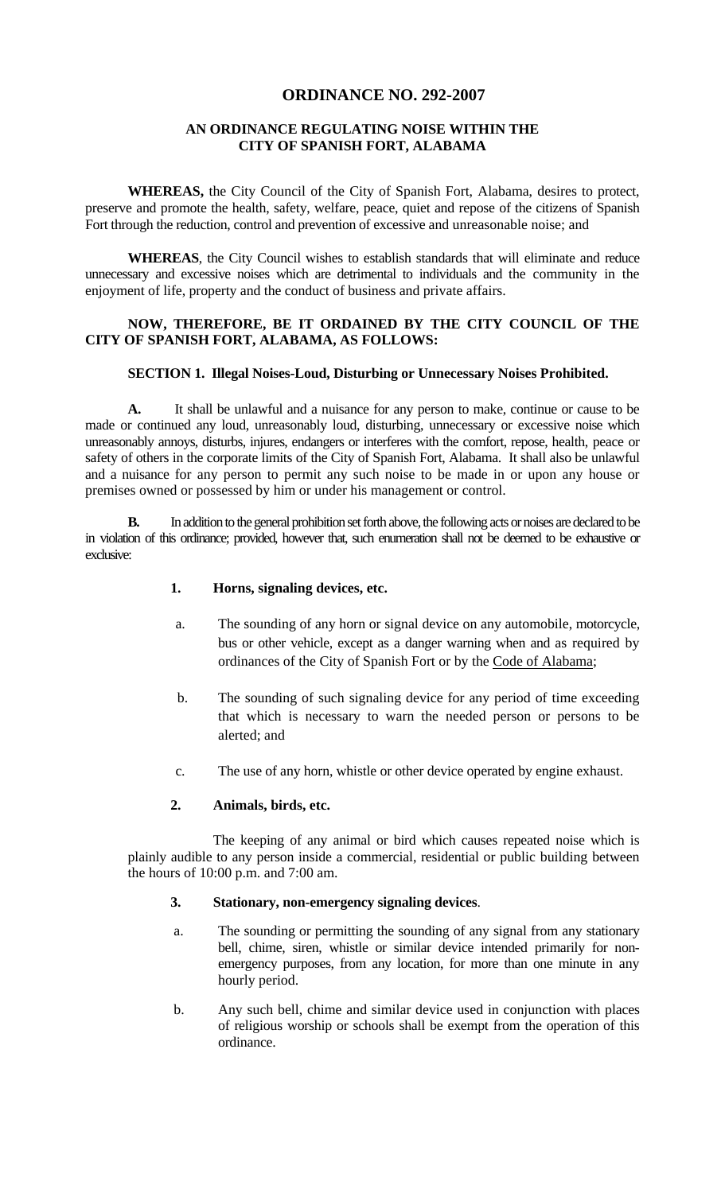# ORDINANCE NO. 292-2007

## AN ORDINANCE REGULATING NOISE WITHIN THE CITY OF SPANISH FORT, ALABAMA

**WHEREAS,** the City Council of the City of Spanish Fort, Alabama, desires to protect, preserve and promote the health, safety, welfare, peace, quiet and repose of the citizens of Spanish Fort through the reduction, control and prevention of excessive and unreasonable noise; and

**WHEREAS**, the City Council wishes to establish standards that will eliminate and reduce unnecessary and excessive noises which are detrimental to individuals and the community in the enjoyment of life, property and the conduct of business and private affairs.

**NOW, THEREFORE, BE IT ORDAINED BY THE CITY COUNCIL OF THE CITY OF SPANISH FORT, ALABAMA, AS FOLLOWS:**

### SECTION 1. Illegal Noises-Loud, Disturbing or Unnecessary Noises Prohibited.

**A.** It shall be unlawful and a nuisance for any person to make, continue or cause to be made or continued any loud, unreasonably loud, disturbing, unnecessary or excessive noise which unreasonably annoys, disturbs, injures, endangers or interferes with the comfort, repose, health, peace or safety of others in the corporate limits of the City of Spanish Fort, Alabama. It shall also be unlawful and a nuisance for any person to permit any such noise to be made in or upon any house or premises owned or possessed by him or under his management or control.

**B.** In addition to the general prohibition set forth above, the following acts or noises are declared to be in violation of this ordinance; provided, however that, such enumeration shall not be deemed to be exhaustive or exclusive:

**1. Horns, signaling devices, etc.**

a. The sounding of any horn or signal device on any automobile, motorcycle, bus or other vehicle, except as a danger warning when and as required by ordinances of the City of Spanish Fort or by the Code of Alabama;

b. The sounding of such signaling device for any period of time exceeding that which is necessary to warn the needed person or persons to be alerted; and

c. The use of any horn, whistle or other device operated by engine exhaust.

**2. Animals, birds, etc.**

The keeping of any animal or bird which causes repeated noise which is plainly audible to any person inside a commercial, residential or public building between the hours of 10:00 p.m. and 7:00 am.

**3. Stationary, non-emergency signaling devices**.

a. The sounding or permitting the sounding of any signal from any stationary bell, chime, siren, whistle or similar device intended primarily for non-emergency purposes, from any location, for more than one minute in any hourly period.

b. Any such bell, chime and similar device used in conjunction with places of religious worship or schools shall be exempt from the operation of this ordinance.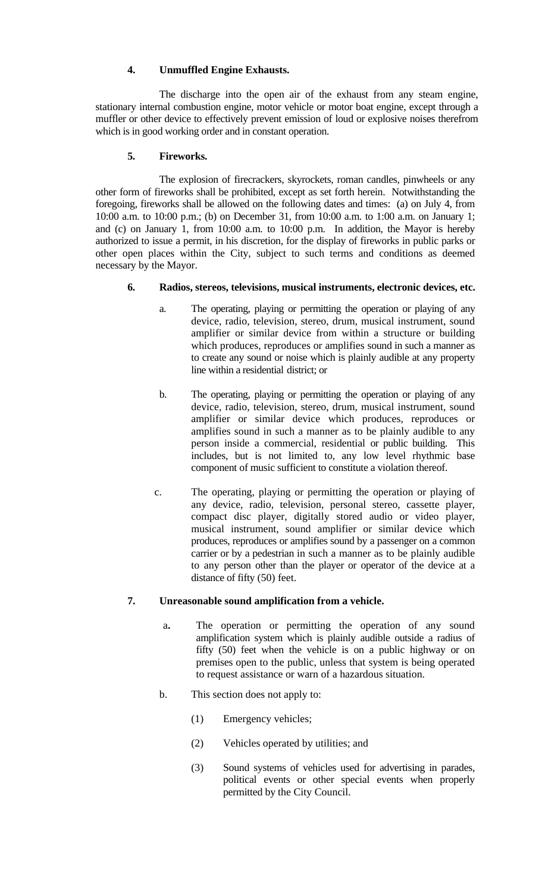**4. Unmuffled Engine Exhausts.**

The discharge into the open air of the exhaust from any steam engine, stationary internal combustion engine, motor vehicle or motor boat engine, except through a muffler or other device to effectively prevent emission of loud or explosive noises therefrom which is in good working order and in constant operation.

**5. Fireworks.**

The explosion of firecrackers, skyrockets, roman candles, pinwheels or any other form of fireworks shall be prohibited, except as set forth herein. Notwithstanding the foregoing, fireworks shall be allowed on the following dates and times: (a) on July 4, from 10:00 a.m. to 10:00 p.m.; (b) on December 31, from 10:00 a.m. to 1:00 a.m. on January 1; and (c) on January 1, from 10:00 a.m. to 10:00 p.m. In addition, the Mayor is hereby authorized to issue a permit, in his discretion, for the display of fireworks in public parks or other open places within the City, subject to such terms and conditions as deemed necessary by the Mayor.

**6. Radios, stereos, televisions, musical instruments, electronic devices, etc.**

a. The operating, playing or permitting the operation or playing of any device, radio, television, stereo, drum, musical instrument, sound amplifier or similar device from within a structure or building which produces, reproduces or amplifies sound in such a manner as to create any sound or noise which is plainly audible at any property line within a residential district; or

b. The operating, playing or permitting the operation or playing of any device, radio, television, stereo, drum, musical instrument, sound amplifier or similar device which produces, reproduces or amplifies sound in such a manner as to be plainly audible to any person inside a commercial, residential or public building. This includes, but is not limited to, any low level rhythmic base component of music sufficient to constitute a violation thereof.

c. The operating, playing or permitting the operation or playing of any device, radio, television, personal stereo, cassette player, compact disc player, digitally stored audio or video player, musical instrument, sound amplifier or similar device which produces, reproduces or amplifies sound by a passenger on a common carrier or by a pedestrian in such a manner as to be plainly audible to any person other than the player or operator of the device at a distance of fifty (50) feet.

**7. Unreasonable sound amplification from a vehicle.**

a. The operation or permitting the operation of any sound amplification system which is plainly audible outside a radius of fifty (50) feet when the vehicle is on a public highway or on premises open to the public, unless that system is being operated to request assistance or warn of a hazardous situation.

b. This section does not apply to:

(1) Emergency vehicles;

(2) Vehicles operated by utilities; and

(3) Sound systems of vehicles used for advertising in parades, political events or other special events when properly permitted by the City Council.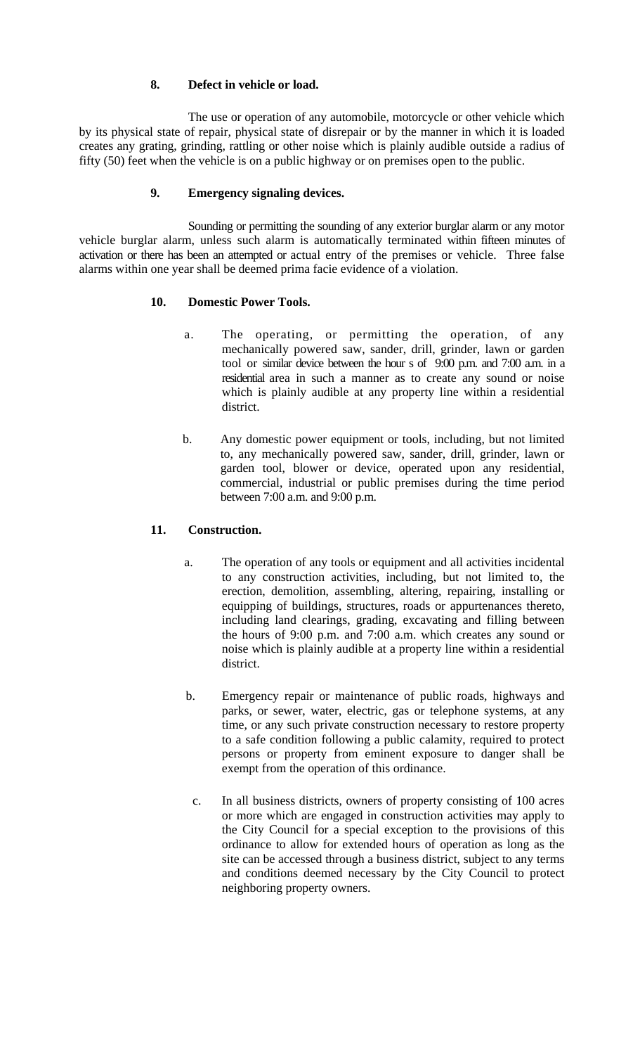**8. Defect in vehicle or load.**

The use or operation of any automobile, motorcycle or other vehicle which by its physical state of repair, physical state of disrepair or by the manner in which it is loaded creates any grating, grinding, rattling or other noise which is plainly audible outside a radius of fifty (50) feet when the vehicle is on a public highway or on premises open to the public.

**9. Emergency signaling devices.**

Sounding or permitting the sounding of any exterior burglar alarm or any motor vehicle burglar alarm, unless such alarm is automatically terminated within fifteen minutes of activation or there has been an attempted or actual entry of the premises or vehicle. Three false alarms within one year shall be deemed prima facie evidence of a violation.

**10. Domestic Power Tools.**

a. The operating, or permitting the operation, of any mechanically powered saw, sander, drill, grinder, lawn or garden tool or similar device between the hour s of 9:00 p.m. and 7:00 a.m. in a residential area in such a manner as to create any sound or noise which is plainly audible at any property line within a residential district.

b. Any domestic power equipment or tools, including, but not limited to, any mechanically powered saw, sander, drill, grinder, lawn or garden tool, blower or device, operated upon any residential, commercial, industrial or public premises during the time period between 7:00 a.m. and 9:00 p.m.

**11. Construction.**

a. The operation of any tools or equipment and all activities incidental to any construction activities, including, but not limited to, the erection, demolition, assembling, altering, repairing, installing or equipping of buildings, structures, roads or appurtenances thereto, including land clearings, grading, excavating and filling between the hours of 9:00 p.m. and 7:00 a.m. which creates any sound or noise which is plainly audible at a property line within a residential district.

b. Emergency repair or maintenance of public roads, highways and parks, or sewer, water, electric, gas or telephone systems, at any time, or any such private construction necessary to restore property to a safe condition following a public calamity, required to protect persons or property from eminent exposure to danger shall be exempt from the operation of this ordinance.

c. In all business districts, owners of property consisting of 100 acres or more which are engaged in construction activities may apply to the City Council for a special exception to the provisions of this ordinance to allow for extended hours of operation as long as the site can be accessed through a business district, subject to any terms and conditions deemed necessary by the City Council to protect neighboring property owners.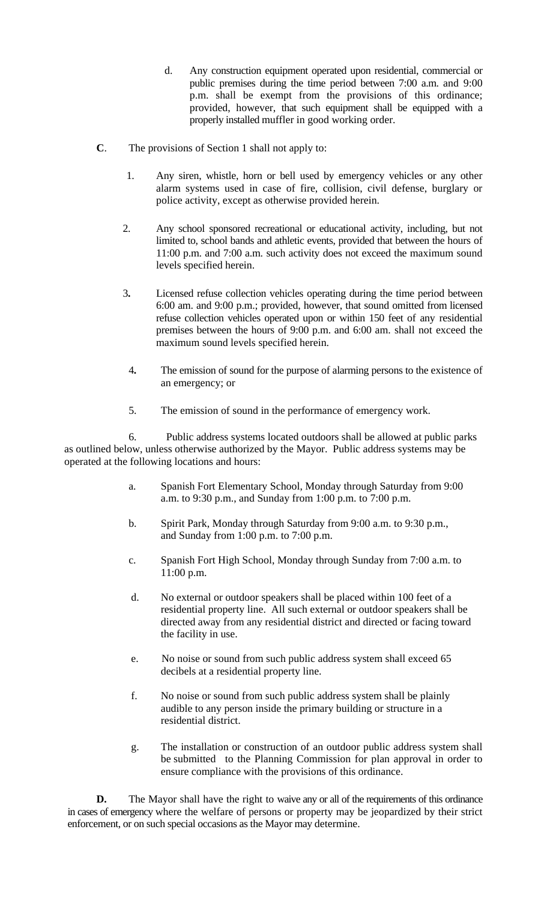d. Any construction equipment operated upon residential, commercial or public premises during the time period between 7:00 a.m. and 9:00 p.m. shall be exempt from the provisions of this ordinance; provided, however, that such equipment shall be equipped with a properly installed muffler in good working order.

**C**. The provisions of Section 1 shall not apply to:

1. Any siren, whistle, horn or bell used by emergency vehicles or any other alarm systems used in case of fire, collision, civil defense, burglary or police activity, except as otherwise provided herein.

2. Any school sponsored recreational or educational activity, including, but not limited to, school bands and athletic events, provided that between the hours of 11:00 p.m. and 7:00 a.m. such activity does not exceed the maximum sound levels specified herein.

3. Licensed refuse collection vehicles operating during the time period between 6:00 am. and 9:00 p.m.; provided, however, that sound omitted from licensed refuse collection vehicles operated upon or within 150 feet of any residential premises between the hours of 9:00 p.m. and 6:00 am. shall not exceed the maximum sound levels specified herein.

4. The emission of sound for the purpose of alarming persons to the existence of an emergency; or

5. The emission of sound in the performance of emergency work.

6. Public address systems located outdoors shall be allowed at public parks as outlined below, unless otherwise authorized by the Mayor. Public address systems may be operated at the following locations and hours:

   a. Spanish Fort Elementary School, Monday through Saturday from 9:00 a.m. to 9:30 p.m., and Sunday from 1:00 p.m. to 7:00 p.m.

   b. Spirit Park, Monday through Saturday from 9:00 a.m. to 9:30 p.m., and Sunday from 1:00 p.m. to 7:00 p.m.

   c. Spanish Fort High School, Monday through Sunday from 7:00 a.m. to 11:00 p.m.

   d. No external or outdoor speakers shall be placed within 100 feet of a residential property line. All such external or outdoor speakers shall be directed away from any residential district and directed or facing toward the facility in use.

   e. No noise or sound from such public address system shall exceed 65 decibels at a residential property line.

   f. No noise or sound from such public address system shall be plainly audible to any person inside the primary building or structure in a residential district.

   g. The installation or construction of an outdoor public address system shall be submitted to the Planning Commission for plan approval in order to ensure compliance with the provisions of this ordinance.

**D.** The Mayor shall have the right to waive any or all of the requirements of this ordinance in cases of emergency where the welfare of persons or property may be jeopardized by their strict enforcement, or on such special occasions as the Mayor may determine.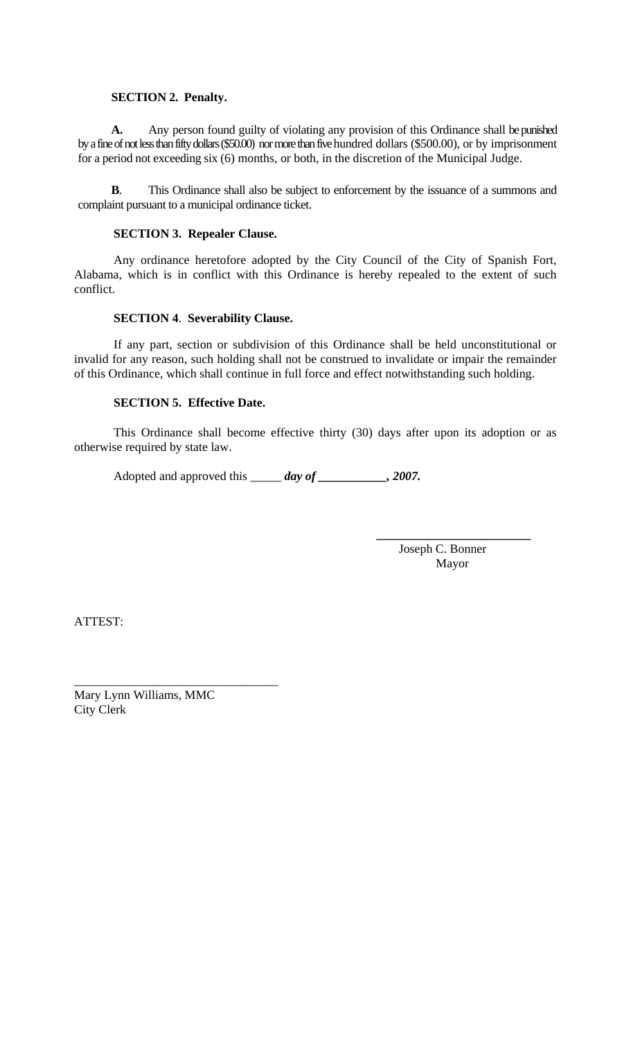**SECTION 2. Penalty.**

**A.** Any person found guilty of violating any provision of this Ordinance shall be punished by a fine of not less than fifty dollars ($50.00) nor more than five hundred dollars ($500.00), or by imprisonment for a period not exceeding six (6) months, or both, in the discretion of the Municipal Judge.

**B**. This Ordinance shall also be subject to enforcement by the issuance of a summons and complaint pursuant to a municipal ordinance ticket.

**SECTION 3. Repealer Clause.**

Any ordinance heretofore adopted by the City Council of the City of Spanish Fort, Alabama, which is in conflict with this Ordinance is hereby repealed to the extent of such conflict.

**SECTION 4**. **Severability Clause.**

If any part, section or subdivision of this Ordinance shall be held unconstitutional or invalid for any reason, such holding shall not be construed to invalidate or impair the remainder of this Ordinance, which shall continue in full force and effect notwithstanding such holding.

**SECTION 5. Effective Date.**

This Ordinance shall become effective thirty (30) days after upon its adoption or as otherwise required by state law.

Adopted and approved this _____ ***day of ___________, 2007.***

\_\_\_\_\_\_\_\_\_\_\_\_\_\_\_\_\_\_\_\_\_\_\_\_\_
Joseph C. Bonner
Mayor

ATTEST:

\_\_\_\_\_\_\_\_\_\_\_\_\_\_\_\_\_\_\_\_\_\_\_\_\_\_\_\_\_\_\_\_
Mary Lynn Williams, MMC
City Clerk